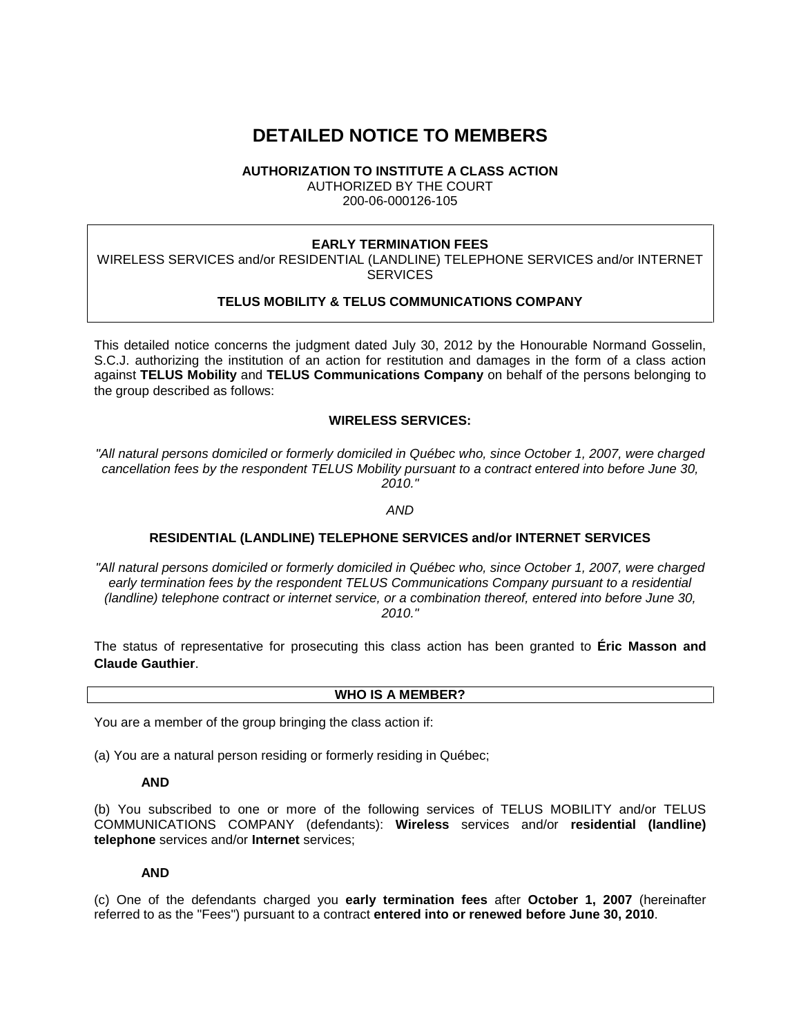# DETAILED NOTICE TO MEMBERS

**AUTHORIZATION TO INSTITUTE A CLASS ACTION**
AUTHORIZED BY THE COURT
200-06-000126-105

**EARLY TERMINATION FEES**
WIRELESS SERVICES and/or RESIDENTIAL (LANDLINE) TELEPHONE SERVICES and/or INTERNET SERVICES

**TELUS MOBILITY & TELUS COMMUNICATIONS COMPANY**

This detailed notice concerns the judgment dated July 30, 2012 by the Honourable Normand Gosselin, S.C.J. authorizing the institution of an action for restitution and damages in the form of a class action against **TELUS Mobility** and **TELUS Communications Company** on behalf of the persons belonging to the group described as follows:

**WIRELESS SERVICES:**

*"All natural persons domiciled or formerly domiciled in Québec who, since October 1, 2007, were charged cancellation fees by the respondent TELUS Mobility pursuant to a contract entered into before June 30, 2010."*

*AND*

**RESIDENTIAL (LANDLINE) TELEPHONE SERVICES and/or INTERNET SERVICES**

*"All natural persons domiciled or formerly domiciled in Québec who, since October 1, 2007, were charged early termination fees by the respondent TELUS Communications Company pursuant to a residential (landline) telephone contract or internet service, or a combination thereof, entered into before June 30, 2010."*

The status of representative for prosecuting this class action has been granted to **Éric Masson and Claude Gauthier**.

## WHO IS A MEMBER?

You are a member of the group bringing the class action if:

(a) You are a natural person residing or formerly residing in Québec;

**AND**

(b) You subscribed to one or more of the following services of TELUS MOBILITY and/or TELUS COMMUNICATIONS COMPANY (defendants): **Wireless** services and/or **residential (landline) telephone** services and/or **Internet** services;

**AND**

(c) One of the defendants charged you **early termination fees** after **October 1, 2007** (hereinafter referred to as the "Fees") pursuant to a contract **entered into or renewed before June 30, 2010**.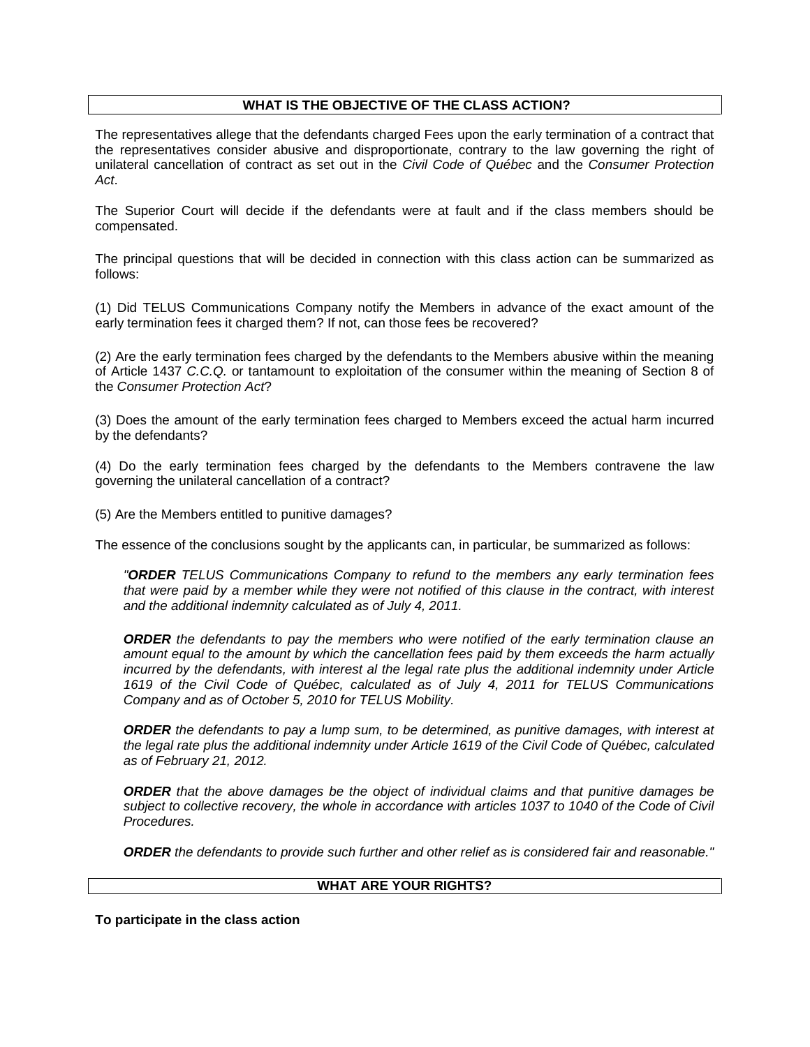## WHAT IS THE OBJECTIVE OF THE CLASS ACTION?

The representatives allege that the defendants charged Fees upon the early termination of a contract that the representatives consider abusive and disproportionate, contrary to the law governing the right of unilateral cancellation of contract as set out in the *Civil Code of Québec* and the *Consumer Protection Act*.

The Superior Court will decide if the defendants were at fault and if the class members should be compensated.

The principal questions that will be decided in connection with this class action can be summarized as follows:

(1) Did TELUS Communications Company notify the Members in advance of the exact amount of the early termination fees it charged them? If not, can those fees be recovered?

(2) Are the early termination fees charged by the defendants to the Members abusive within the meaning of Article 1437 *C.C.Q.* or tantamount to exploitation of the consumer within the meaning of Section 8 of the *Consumer Protection Act*?

(3) Does the amount of the early termination fees charged to Members exceed the actual harm incurred by the defendants?

(4) Do the early termination fees charged by the defendants to the Members contravene the law governing the unilateral cancellation of a contract?

(5) Are the Members entitled to punitive damages?

The essence of the conclusions sought by the applicants can, in particular, be summarized as follows:

> *"**ORDER** TELUS Communications Company to refund to the members any early termination fees that were paid by a member while they were not notified of this clause in the contract, with interest and the additional indemnity calculated as of July 4, 2011.*
>
> ***ORDER** the defendants to pay the members who were notified of the early termination clause an amount equal to the amount by which the cancellation fees paid by them exceeds the harm actually incurred by the defendants, with interest al the legal rate plus the additional indemnity under Article 1619 of the Civil Code of Québec, calculated as of July 4, 2011 for TELUS Communications Company and as of October 5, 2010 for TELUS Mobility.*
>
> ***ORDER** the defendants to pay a lump sum, to be determined, as punitive damages, with interest at the legal rate plus the additional indemnity under Article 1619 of the Civil Code of Québec, calculated as of February 21, 2012.*
>
> ***ORDER** that the above damages be the object of individual claims and that punitive damages be subject to collective recovery, the whole in accordance with articles 1037 to 1040 of the Code of Civil Procedures.*
>
> ***ORDER** the defendants to provide such further and other relief as is considered fair and reasonable."*

## WHAT ARE YOUR RIGHTS?

**To participate in the class action**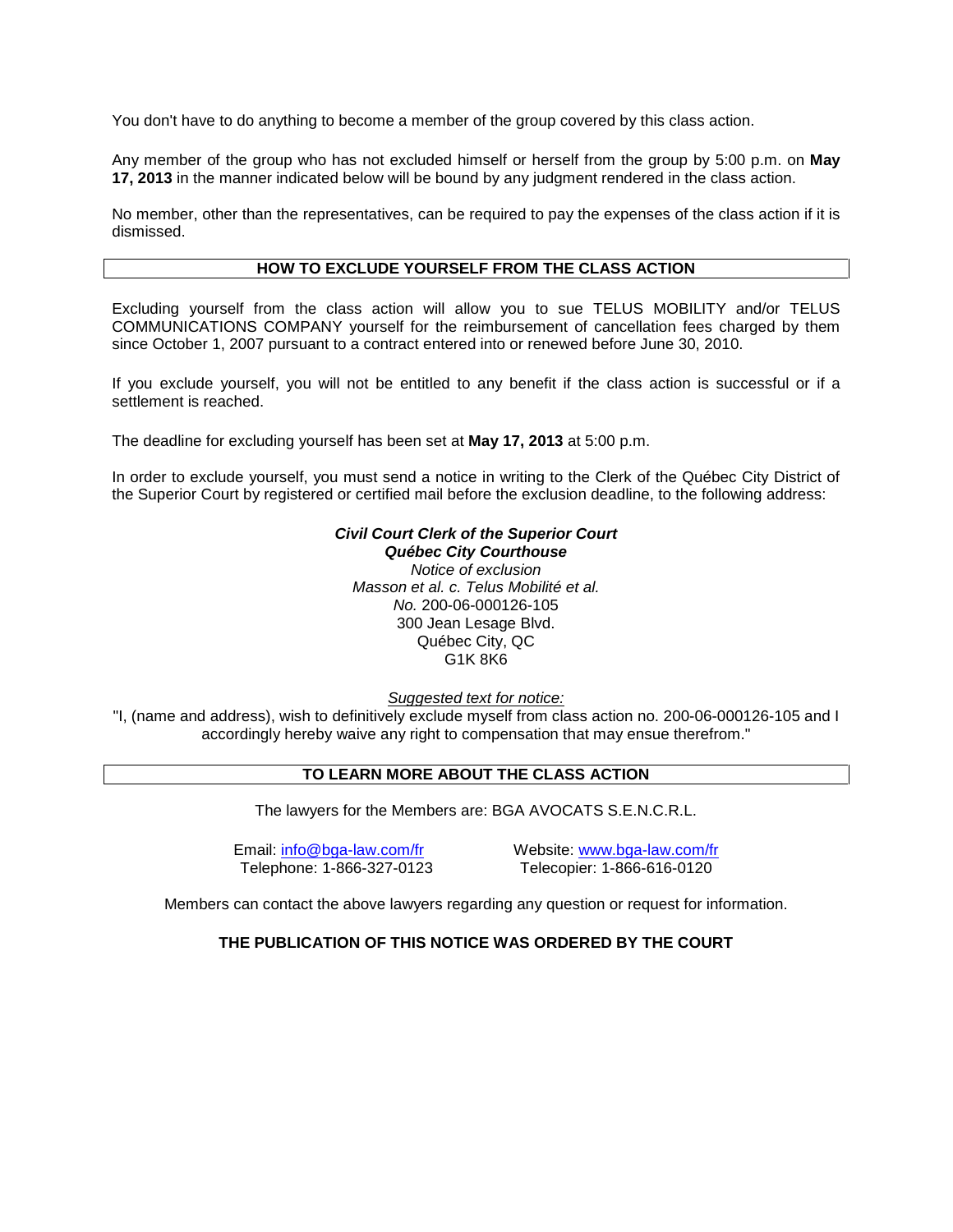You don't have to do anything to become a member of the group covered by this class action.

Any member of the group who has not excluded himself or herself from the group by 5:00 p.m. on **May 17, 2013** in the manner indicated below will be bound by any judgment rendered in the class action.

No member, other than the representatives, can be required to pay the expenses of the class action if it is dismissed.

## HOW TO EXCLUDE YOURSELF FROM THE CLASS ACTION

Excluding yourself from the class action will allow you to sue TELUS MOBILITY and/or TELUS COMMUNICATIONS COMPANY yourself for the reimbursement of cancellation fees charged by them since October 1, 2007 pursuant to a contract entered into or renewed before June 30, 2010.

If you exclude yourself, you will not be entitled to any benefit if the class action is successful or if a settlement is reached.

The deadline for excluding yourself has been set at **May 17, 2013** at 5:00 p.m.

In order to exclude yourself, you must send a notice in writing to the Clerk of the Québec City District of the Superior Court by registered or certified mail before the exclusion deadline, to the following address:

***Civil Court Clerk of the Superior Court***
***Québec City Courthouse***
*Notice of exclusion*
*Masson et al. c. Telus Mobilité et al.*
*No.* 200-06-000126-105
300 Jean Lesage Blvd.
Québec City, QC
G1K 8K6

*Suggested text for notice:*

"I, (name and address), wish to definitively exclude myself from class action no. 200-06-000126-105 and I accordingly hereby waive any right to compensation that may ensue therefrom."

## TO LEARN MORE ABOUT THE CLASS ACTION

The lawyers for the Members are: BGA AVOCATS S.E.N.C.R.L.

Email: info@bga-law.com/fr
Telephone: 1-866-327-0123

Website: www.bga-law.com/fr
Telecopier: 1-866-616-0120

Members can contact the above lawyers regarding any question or request for information.

**THE PUBLICATION OF THIS NOTICE WAS ORDERED BY THE COURT**